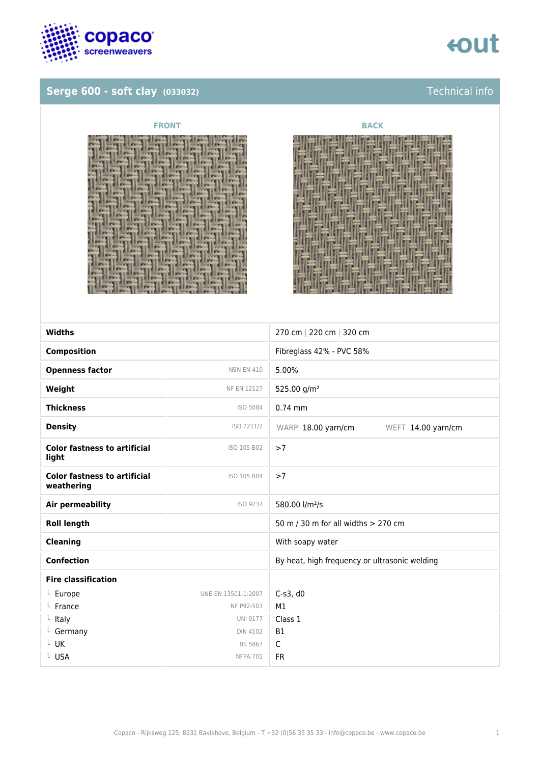## Serge 600 - soft clay (033032)

Technical info

FRONT

BACK

| Property | Standard | Value |
|---|---|---|
| **Widths** | | 270 cm \| 220 cm \| 320 cm |
| **Composition** | | Fibreglass 42% - PVC 58% |
| **Openness factor** | NBN EN 410 | 5.00% |
| **Weight** | NF EN 12127 | 525.00 g/m² |
| **Thickness** | ISO 5084 | 0.74 mm |
| **Density** | ISO 7211/2 | WARP 18.00 yarn/cm WEFT 14.00 yarn/cm |
| **Color fastness to artificial light** | ISO 105 B02 | >7 |
| **Color fastness to artificial weathering** | ISO 105 B04 | >7 |
| **Air permeability** | ISO 9237 | 580.00 l/m²/s |
| **Roll length** | | 50 m / 30 m for all widths > 270 cm |
| **Cleaning** | | With soapy water |
| **Confection** | | By heat, high frequency or ultrasonic welding |
| **Fire classification** | | |
| └ Europe | UNE-EN 13501-1:2007 | C-s3, d0 |
| └ France | NF P92-503 | M1 |
| └ Italy | UNI 9177 | Class 1 |
| └ Germany | DIN 4102 | B1 |
| └ UK | BS 5867 | C |
| └ USA | NFPA 701 | FR |

Copaco - Rijksweg 125, 8531 Bavikhove, Belgium - T +32 (0)56 35 35 33 - info@copaco.be - www.copaco.be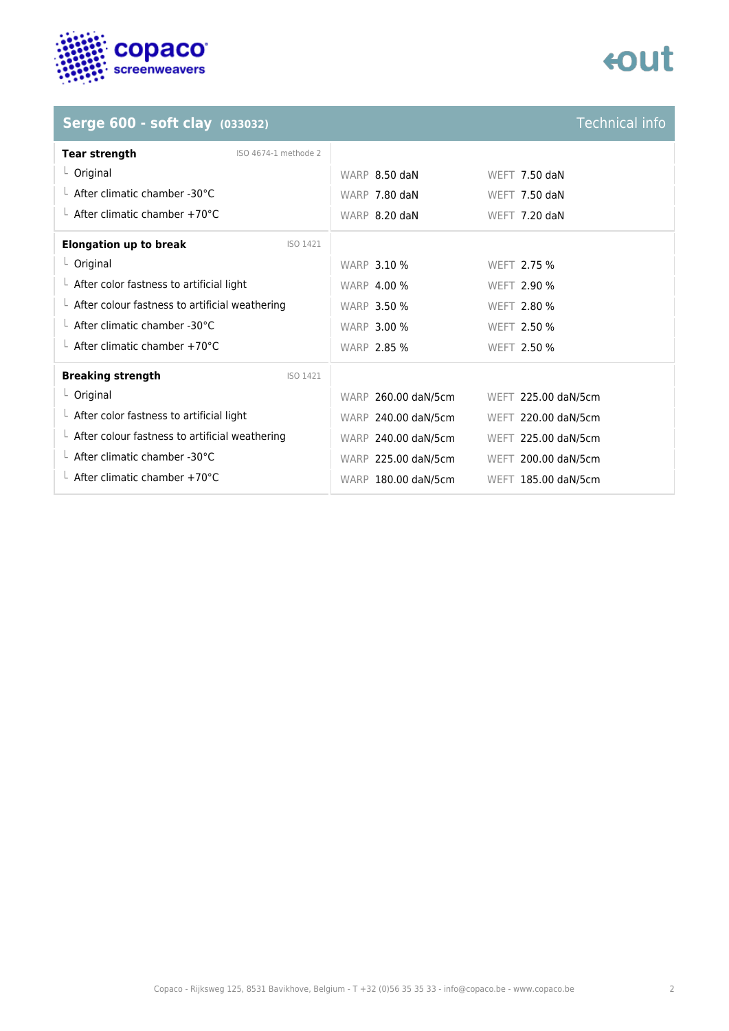## Serge 600 - soft clay (033032)

Technical info

| Tear strength | ISO 4674-1 methode 2 | | |
|---|---|---|---|
| └ Original | | WARP 8.50 daN | WEFT 7.50 daN |
| └ After climatic chamber -30°C | | WARP 7.80 daN | WEFT 7.50 daN |
| └ After climatic chamber +70°C | | WARP 8.20 daN | WEFT 7.20 daN |

| Elongation up to break | ISO 1421 | | |
|---|---|---|---|
| └ Original | | WARP 3.10 % | WEFT 2.75 % |
| └ After color fastness to artificial light | | WARP 4.00 % | WEFT 2.90 % |
| └ After colour fastness to artificial weathering | | WARP 3.50 % | WEFT 2.80 % |
| └ After climatic chamber -30°C | | WARP 3.00 % | WEFT 2.50 % |
| └ After climatic chamber +70°C | | WARP 2.85 % | WEFT 2.50 % |

| Breaking strength | ISO 1421 | | |
|---|---|---|---|
| └ Original | | WARP 260.00 daN/5cm | WEFT 225.00 daN/5cm |
| └ After color fastness to artificial light | | WARP 240.00 daN/5cm | WEFT 220.00 daN/5cm |
| └ After colour fastness to artificial weathering | | WARP 240.00 daN/5cm | WEFT 225.00 daN/5cm |
| └ After climatic chamber -30°C | | WARP 225.00 daN/5cm | WEFT 200.00 daN/5cm |
| └ After climatic chamber +70°C | | WARP 180.00 daN/5cm | WEFT 185.00 daN/5cm |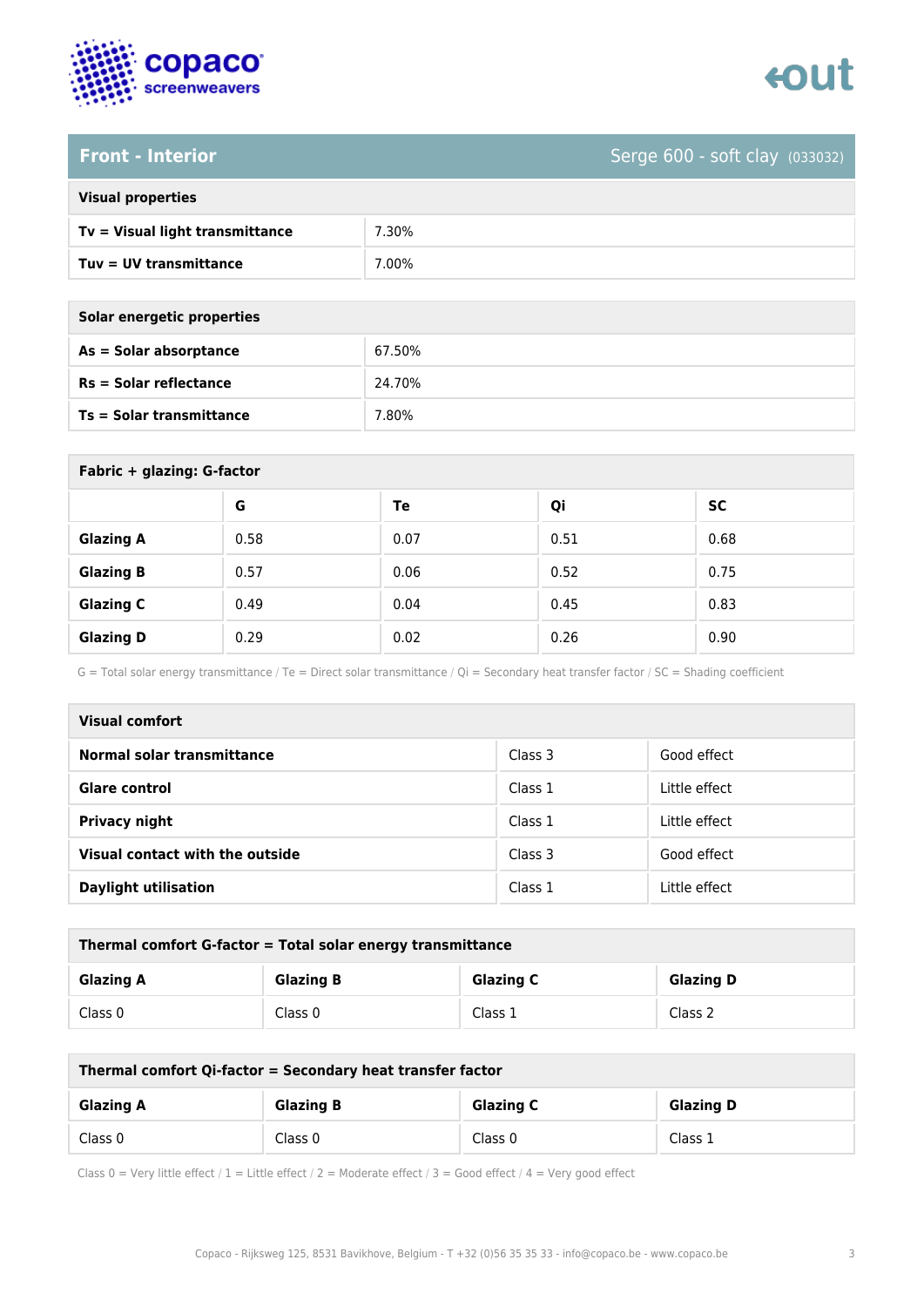## Front - Interior

Serge 600 - soft clay (033032)

| Visual properties | |
|---|---|
| **Tv = Visual light transmittance** | 7.30% |
| **Tuv = UV transmittance** | 7.00% |

| Solar energetic properties | |
|---|---|
| **As = Solar absorptance** | 67.50% |
| **Rs = Solar reflectance** | 24.70% |
| **Ts = Solar transmittance** | 7.80% |

**Fabric + glazing: G-factor**

| | G | Te | Qi | SC |
|---|---|---|---|---|
| **Glazing A** | 0.58 | 0.07 | 0.51 | 0.68 |
| **Glazing B** | 0.57 | 0.06 | 0.52 | 0.75 |
| **Glazing C** | 0.49 | 0.04 | 0.45 | 0.83 |
| **Glazing D** | 0.29 | 0.02 | 0.26 | 0.90 |

G = Total solar energy transmittance / Te = Direct solar transmittance / Qi = Secondary heat transfer factor / SC = Shading coefficient

| Visual comfort | | |
|---|---|---|
| **Normal solar transmittance** | Class 3 | Good effect |
| **Glare control** | Class 1 | Little effect |
| **Privacy night** | Class 1 | Little effect |
| **Visual contact with the outside** | Class 3 | Good effect |
| **Daylight utilisation** | Class 1 | Little effect |

**Thermal comfort G-factor = Total solar energy transmittance**

| Glazing A | Glazing B | Glazing C | Glazing D |
|---|---|---|---|
| Class 0 | Class 0 | Class 1 | Class 2 |

**Thermal comfort Qi-factor = Secondary heat transfer factor**

| Glazing A | Glazing B | Glazing C | Glazing D |
|---|---|---|---|
| Class 0 | Class 0 | Class 0 | Class 1 |

Class 0 = Very little effect / 1 = Little effect / 2 = Moderate effect / 3 = Good effect / 4 = Very good effect

Copaco - Rijksweg 125, 8531 Bavikhove, Belgium - T +32 (0)56 35 35 33 - info@copaco.be - www.copaco.be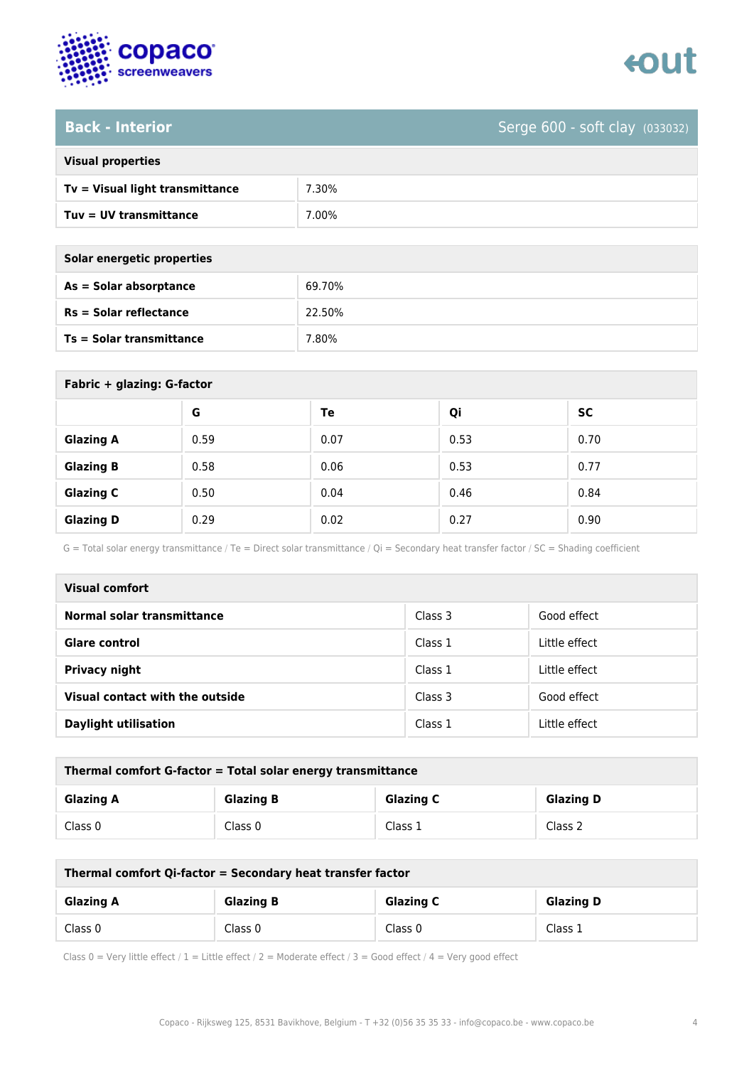## Back - Interior

Serge 600 - soft clay (033032)

| Visual properties | |
|---|---|
| **Tv = Visual light transmittance** | 7.30% |
| **Tuv = UV transmittance** | 7.00% |

| Solar energetic properties | |
|---|---|
| **As = Solar absorptance** | 69.70% |
| **Rs = Solar reflectance** | 22.50% |
| **Ts = Solar transmittance** | 7.80% |

**Fabric + glazing: G-factor**

| | G | Te | Qi | SC |
|---|---|---|---|---|
| **Glazing A** | 0.59 | 0.07 | 0.53 | 0.70 |
| **Glazing B** | 0.58 | 0.06 | 0.53 | 0.77 |
| **Glazing C** | 0.50 | 0.04 | 0.46 | 0.84 |
| **Glazing D** | 0.29 | 0.02 | 0.27 | 0.90 |

G = Total solar energy transmittance / Te = Direct solar transmittance / Qi = Secondary heat transfer factor / SC = Shading coefficient

| Visual comfort | | |
|---|---|---|
| **Normal solar transmittance** | Class 3 | Good effect |
| **Glare control** | Class 1 | Little effect |
| **Privacy night** | Class 1 | Little effect |
| **Visual contact with the outside** | Class 3 | Good effect |
| **Daylight utilisation** | Class 1 | Little effect |

**Thermal comfort G-factor = Total solar energy transmittance**

| Glazing A | Glazing B | Glazing C | Glazing D |
|---|---|---|---|
| Class 0 | Class 0 | Class 1 | Class 2 |

**Thermal comfort Qi-factor = Secondary heat transfer factor**

| Glazing A | Glazing B | Glazing C | Glazing D |
|---|---|---|---|
| Class 0 | Class 0 | Class 0 | Class 1 |

Class 0 = Very little effect / 1 = Little effect / 2 = Moderate effect / 3 = Good effect / 4 = Very good effect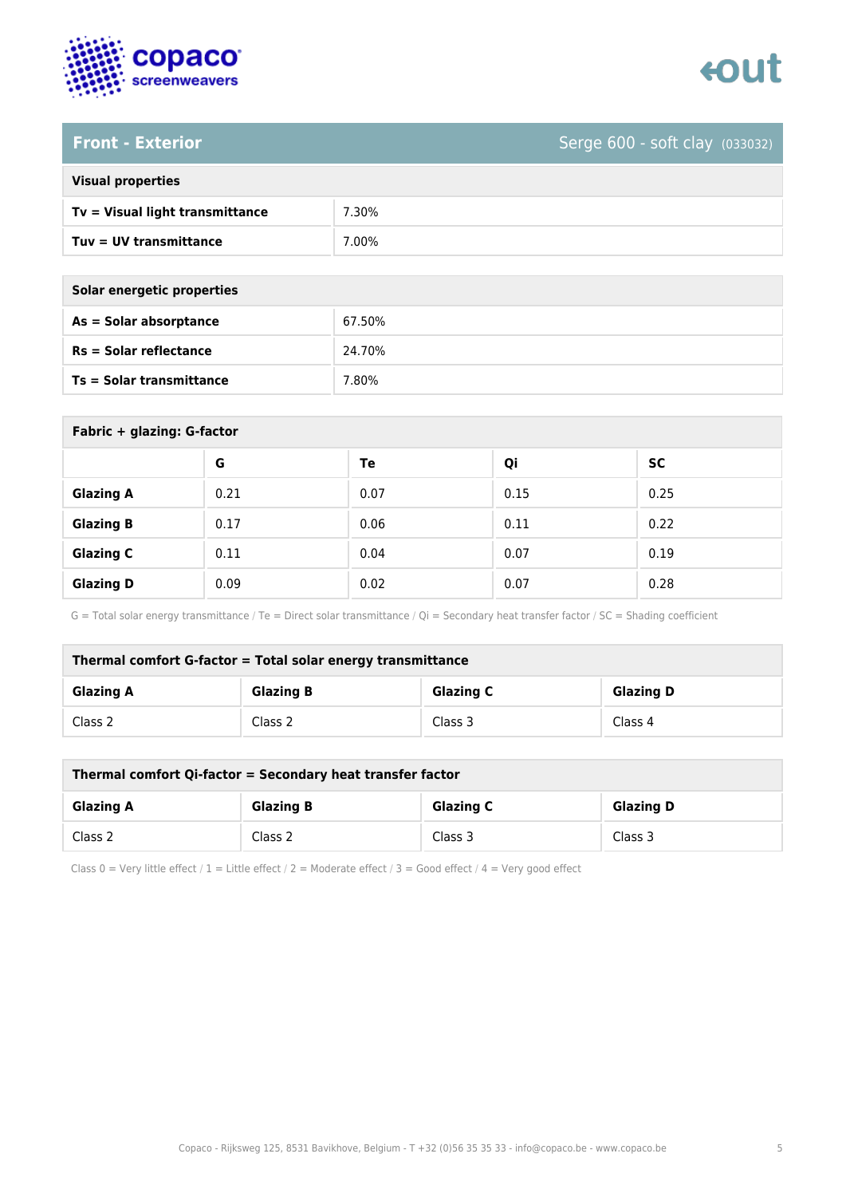## Front - Exterior

Serge 600 - soft clay (033032)

| Visual properties | |
|---|---|
| **Tv = Visual light transmittance** | 7.30% |
| **Tuv = UV transmittance** | 7.00% |

| Solar energetic properties | |
|---|---|
| **As = Solar absorptance** | 67.50% |
| **Rs = Solar reflectance** | 24.70% |
| **Ts = Solar transmittance** | 7.80% |

**Fabric + glazing: G-factor**

| | G | Te | Qi | SC |
|---|---|---|---|---|
| **Glazing A** | 0.21 | 0.07 | 0.15 | 0.25 |
| **Glazing B** | 0.17 | 0.06 | 0.11 | 0.22 |
| **Glazing C** | 0.11 | 0.04 | 0.07 | 0.19 |
| **Glazing D** | 0.09 | 0.02 | 0.07 | 0.28 |

G = Total solar energy transmittance / Te = Direct solar transmittance / Qi = Secondary heat transfer factor / SC = Shading coefficient

**Thermal comfort G-factor = Total solar energy transmittance**

| Glazing A | Glazing B | Glazing C | Glazing D |
|---|---|---|---|
| Class 2 | Class 2 | Class 3 | Class 4 |

**Thermal comfort Qi-factor = Secondary heat transfer factor**

| Glazing A | Glazing B | Glazing C | Glazing D |
|---|---|---|---|
| Class 2 | Class 2 | Class 3 | Class 3 |

Class 0 = Very little effect / 1 = Little effect / 2 = Moderate effect / 3 = Good effect / 4 = Very good effect

Copaco - Rijksweg 125, 8531 Bavikhove, Belgium - T +32 (0)56 35 35 33 - info@copaco.be - www.copaco.be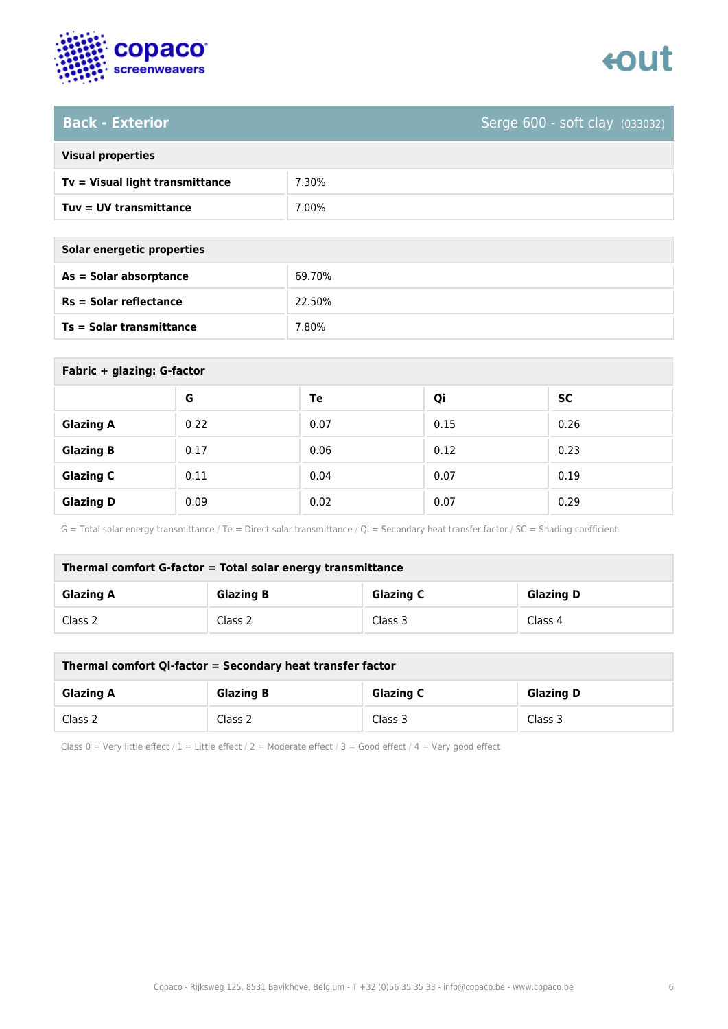## Back - Exterior

Serge 600 - soft clay (033032)

| Visual properties | |
|---|---|
| **Tv = Visual light transmittance** | 7.30% |
| **Tuv = UV transmittance** | 7.00% |

| Solar energetic properties | |
|---|---|
| **As = Solar absorptance** | 69.70% |
| **Rs = Solar reflectance** | 22.50% |
| **Ts = Solar transmittance** | 7.80% |

**Fabric + glazing: G-factor**

| | G | Te | Qi | SC |
|---|---|---|---|---|
| **Glazing A** | 0.22 | 0.07 | 0.15 | 0.26 |
| **Glazing B** | 0.17 | 0.06 | 0.12 | 0.23 |
| **Glazing C** | 0.11 | 0.04 | 0.07 | 0.19 |
| **Glazing D** | 0.09 | 0.02 | 0.07 | 0.29 |

G = Total solar energy transmittance / Te = Direct solar transmittance / Qi = Secondary heat transfer factor / SC = Shading coefficient

**Thermal comfort G-factor = Total solar energy transmittance**

| Glazing A | Glazing B | Glazing C | Glazing D |
|---|---|---|---|
| Class 2 | Class 2 | Class 3 | Class 4 |

**Thermal comfort Qi-factor = Secondary heat transfer factor**

| Glazing A | Glazing B | Glazing C | Glazing D |
|---|---|---|---|
| Class 2 | Class 2 | Class 3 | Class 3 |

Class 0 = Very little effect / 1 = Little effect / 2 = Moderate effect / 3 = Good effect / 4 = Very good effect

Copaco - Rijksweg 125, 8531 Bavikhove, Belgium - T +32 (0)56 35 35 33 - info@copaco.be - www.copaco.be